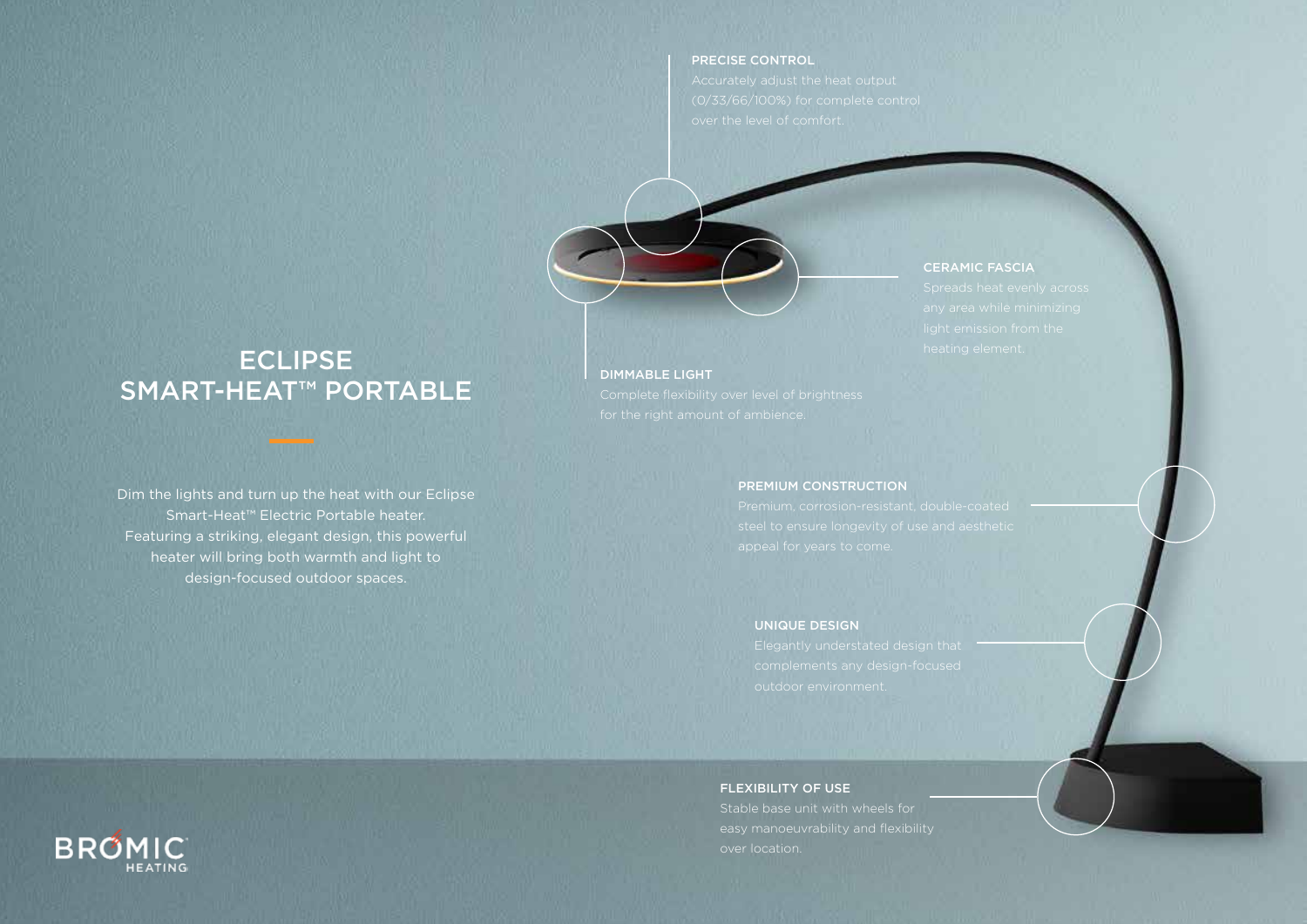# ECLIPSE SMART-HEAT™ PORTABLE

Dim the lights and turn up the heat with our Eclipse Smart-Heat™ Electric Portable heater. Featuring a striking, elegant design, this powerful heater will bring both warmth and light to design-focused outdoor spaces.

### PRECISE CONTROL

Accurately adjust the heat output (0/33/66/100%) for complete control over the level of comfort.

### CERAMIC FASCIA

Spreads heat evenly across any area while minimizing light emission from the heating element.

### DIMMABLE LIGHT

Complete flexibility over level of brightness for the right amount of ambience.

### PREMIUM CONSTRUCTION

Premium, corrosion-resistant, double-coated steel to ensure longevity of use and aesthetic appeal for years to come.

### UNIQUE DESIGN

Elegantly understated design that complements any design-focused outdoor environment.

### FLEXIBILITY OF USE

Stable base unit with wheels for easy manoeuvrability and flexibility over location.

BROMIC HEATING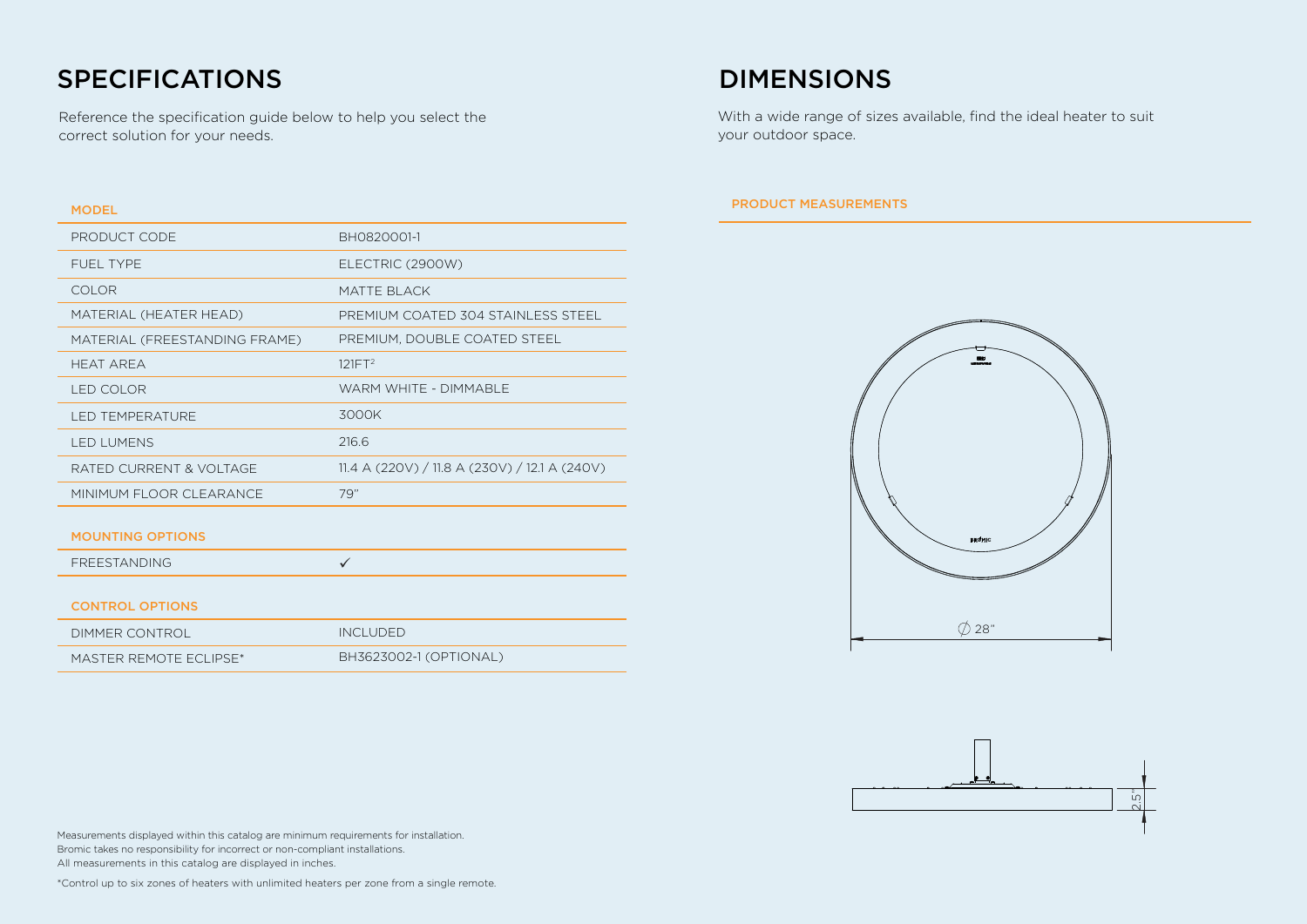## SPECIFICATIONS

Reference the specification guide below to help you select the correct solution for your needs.

| MODEL | |
|---|---|
| PRODUCT CODE | BH0820001-1 |
| FUEL TYPE | ELECTRIC (2900W) |
| COLOR | MATTE BLACK |
| MATERIAL (HEATER HEAD) | PREMIUM COATED 304 STAINLESS STEEL |
| MATERIAL (FREESTANDING FRAME) | PREMIUM, DOUBLE COATED STEEL |
| HEAT AREA | $121FT^2$ |
| LED COLOR | WARM WHITE - DIMMABLE |
| LED TEMPERATURE | 3000K |
| LED LUMENS | 216.6 |
| RATED CURRENT & VOLTAGE | 11.4 A (220V) / 11.8 A (230V) / 12.1 A (240V) |
| MINIMUM FLOOR CLEARANCE | 79" |

| MOUNTING OPTIONS | |
|---|---|
| FREESTANDING | ✓ |

| CONTROL OPTIONS | |
|---|---|
| DIMMER CONTROL | INCLUDED |
| MASTER REMOTE ECLIPSE* | BH3623002-1 (OPTIONAL) |

## DIMENSIONS

With a wide range of sizes available, find the ideal heater to suit your outdoor space.

**PRODUCT MEASUREMENTS**

∅ 28"

2.5"

Measurements displayed within this catalog are minimum requirements for installation.
Bromic takes no responsibility for incorrect or non-compliant installations.
All measurements in this catalog are displayed in inches.

*Control up to six zones of heaters with unlimited heaters per zone from a single remote.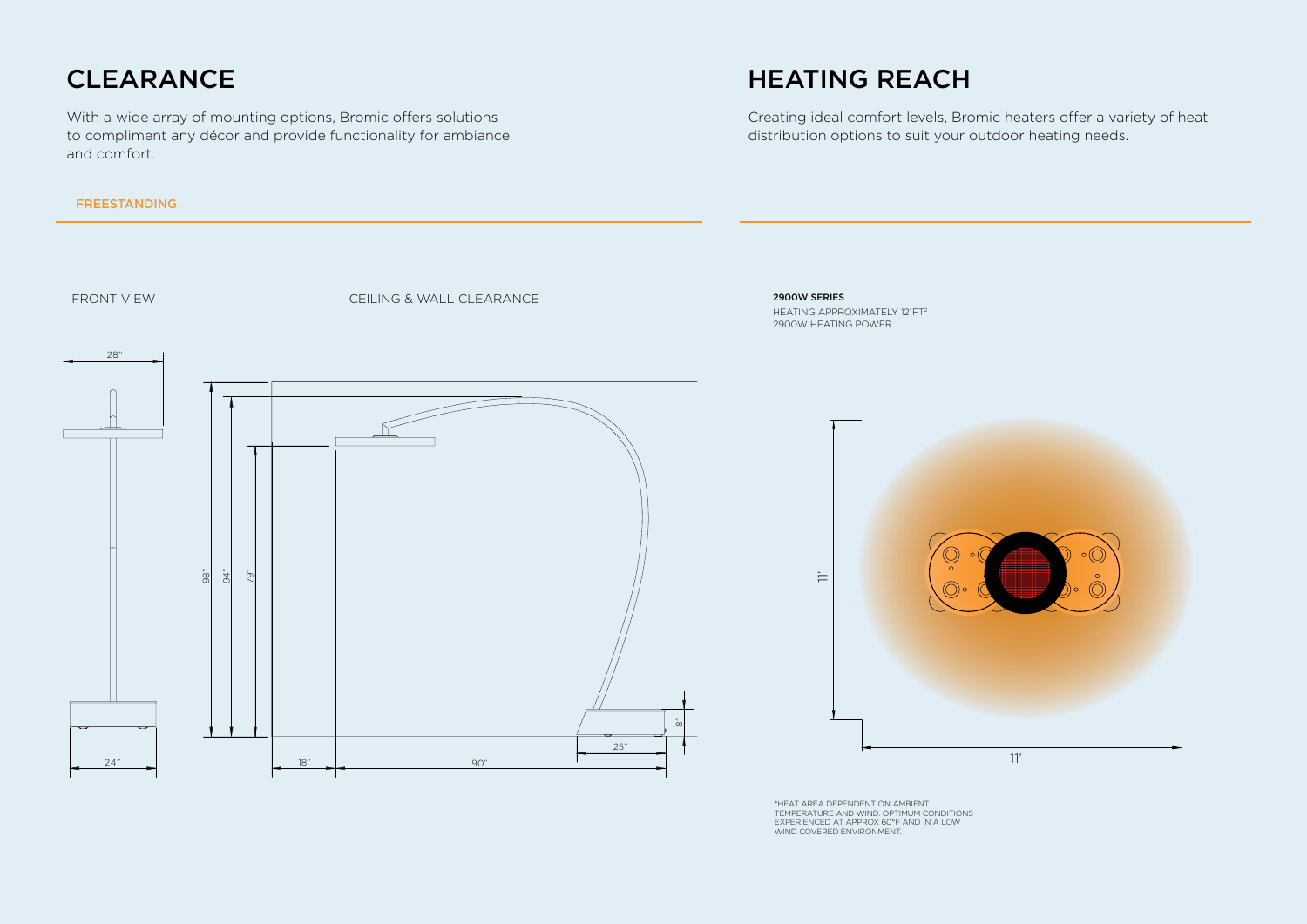# CLEARANCE

With a wide array of mounting options, Bromic offers solutions to compliment any décor and provide functionality for ambiance and comfort.

## FREESTANDING

FRONT VIEW

CEILING & WALL CLEARANCE

28"

24"

98"

94"

79"

18"

90"

25"

8"

# HEATING REACH

Creating ideal comfort levels, Bromic heaters offer a variety of heat distribution options to suit your outdoor heating needs.

**2900W SERIES**

HEATING APPROXIMATELY 121FT²
2900W HEATING POWER

11'

11'

*HEAT AREA DEPENDENT ON AMBIENT TEMPERATURE AND WIND. OPTIMUM CONDITIONS EXPERIENCED AT APPROX 60°F AND IN A LOW WIND COVERED ENVIRONMENT.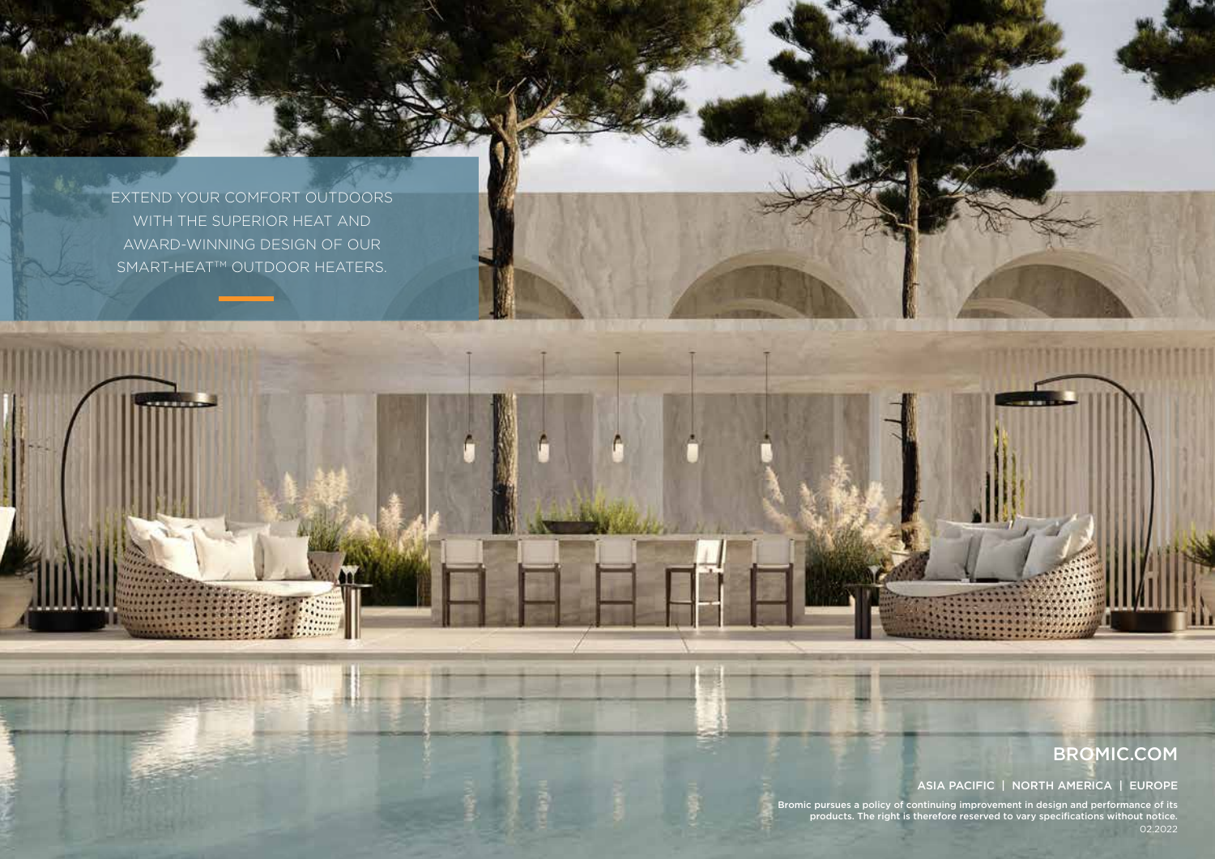EXTEND YOUR COMFORT OUTDOORS WITH THE SUPERIOR HEAT AND AWARD-WINNING DESIGN OF OUR SMART-HEAT™ OUTDOOR HEATERS.

**BROMIC.COM**

ASIA PACIFIC | NORTH AMERICA | EUROPE

Bromic pursues a policy of continuing improvement in design and performance of its products. The right is therefore reserved to vary specifications without notice.

02.2022